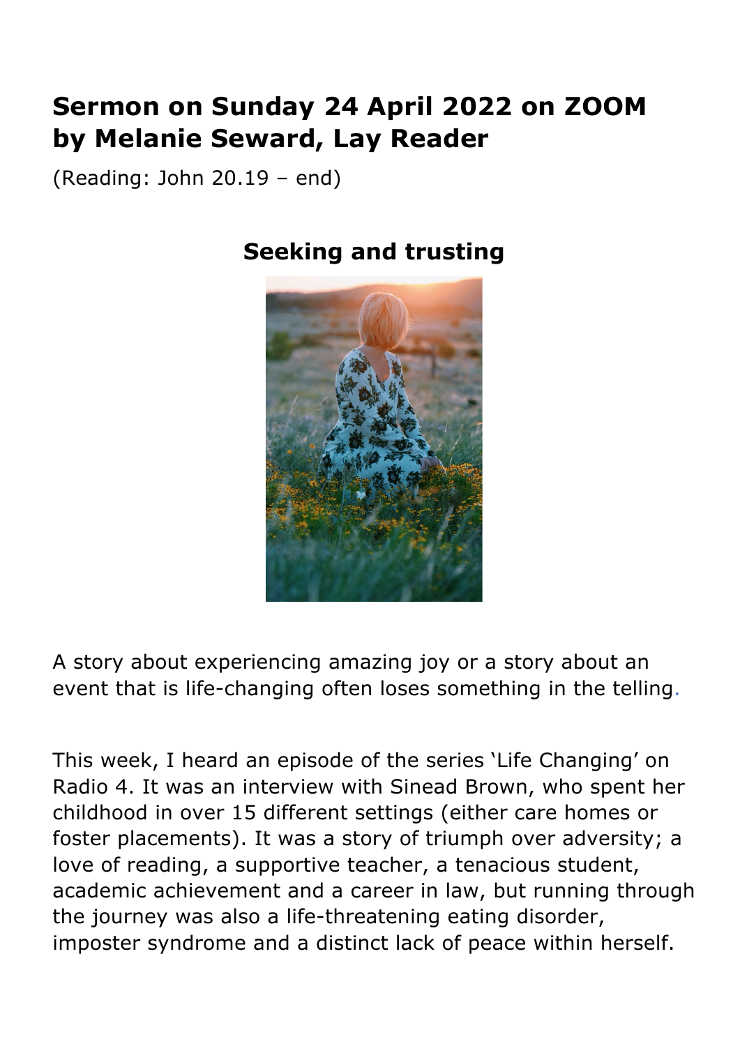# Sermon on Sunday 24 April 2022 on ZOOM by Melanie Seward, Lay Reader

(Reading: John 20.19 – end)

## Seeking and trusting

A story about experiencing amazing joy or a story about an event that is life-changing often loses something in the telling.

This week, I heard an episode of the series 'Life Changing' on Radio 4. It was an interview with Sinead Brown, who spent her childhood in over 15 different settings (either care homes or foster placements). It was a story of triumph over adversity; a love of reading, a supportive teacher, a tenacious student, academic achievement and a career in law, but running through the journey was also a life-threatening eating disorder, imposter syndrome and a distinct lack of peace within herself.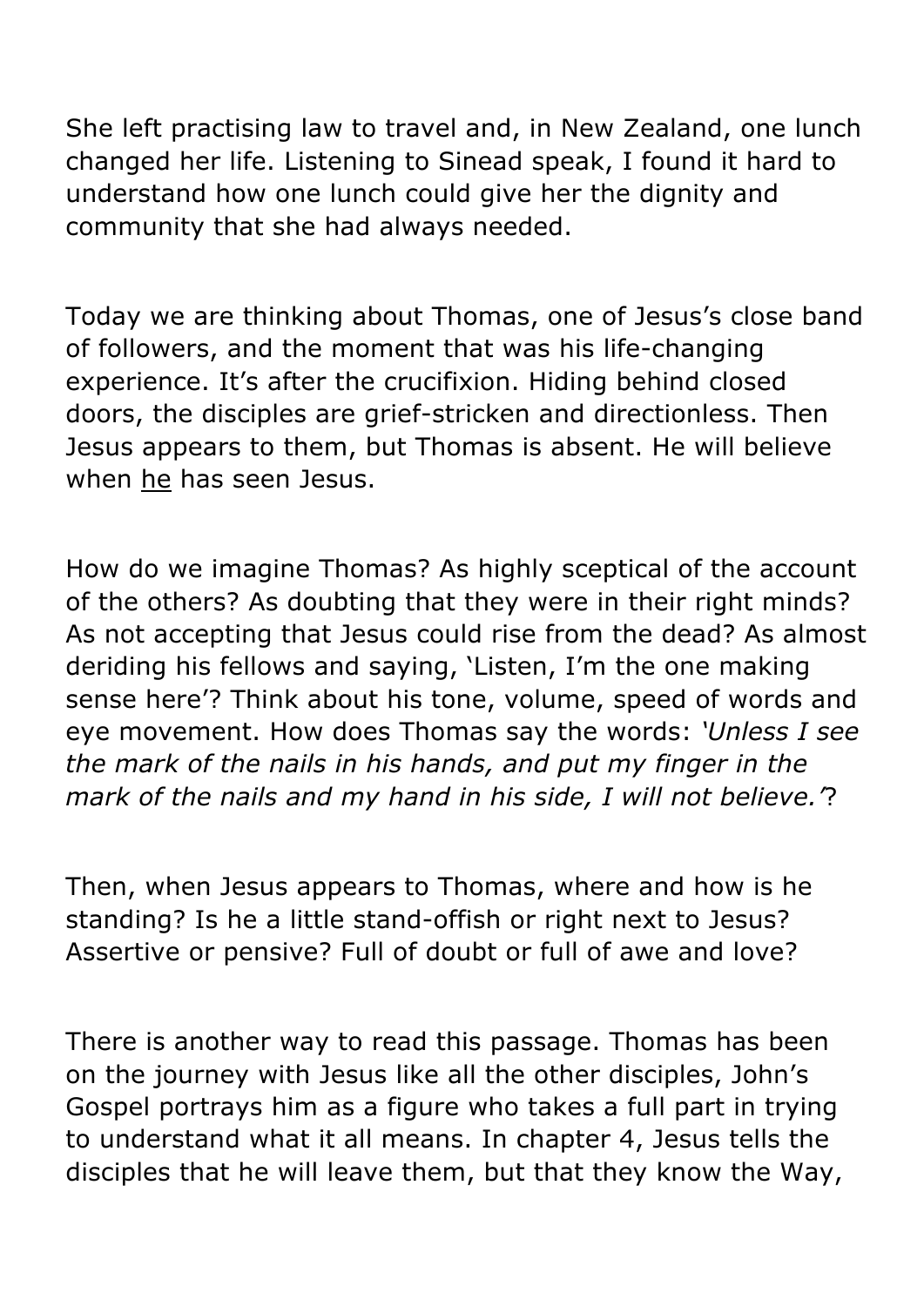She left practising law to travel and, in New Zealand, one lunch changed her life. Listening to Sinead speak, I found it hard to understand how one lunch could give her the dignity and community that she had always needed.

Today we are thinking about Thomas, one of Jesus's close band of followers, and the moment that was his life-changing experience. It's after the crucifixion. Hiding behind closed doors, the disciples are grief-stricken and directionless. Then Jesus appears to them, but Thomas is absent. He will believe when <u>he</u> has seen Jesus.

How do we imagine Thomas? As highly sceptical of the account of the others? As doubting that they were in their right minds? As not accepting that Jesus could rise from the dead? As almost deriding his fellows and saying, 'Listen, I'm the one making sense here'? Think about his tone, volume, speed of words and eye movement. How does Thomas say the words: *'Unless I see the mark of the nails in his hands, and put my finger in the mark of the nails and my hand in his side, I will not believe.'*?

Then, when Jesus appears to Thomas, where and how is he standing? Is he a little stand-offish or right next to Jesus? Assertive or pensive? Full of doubt or full of awe and love?

There is another way to read this passage. Thomas has been on the journey with Jesus like all the other disciples, John's Gospel portrays him as a figure who takes a full part in trying to understand what it all means. In chapter 4, Jesus tells the disciples that he will leave them, but that they know the Way,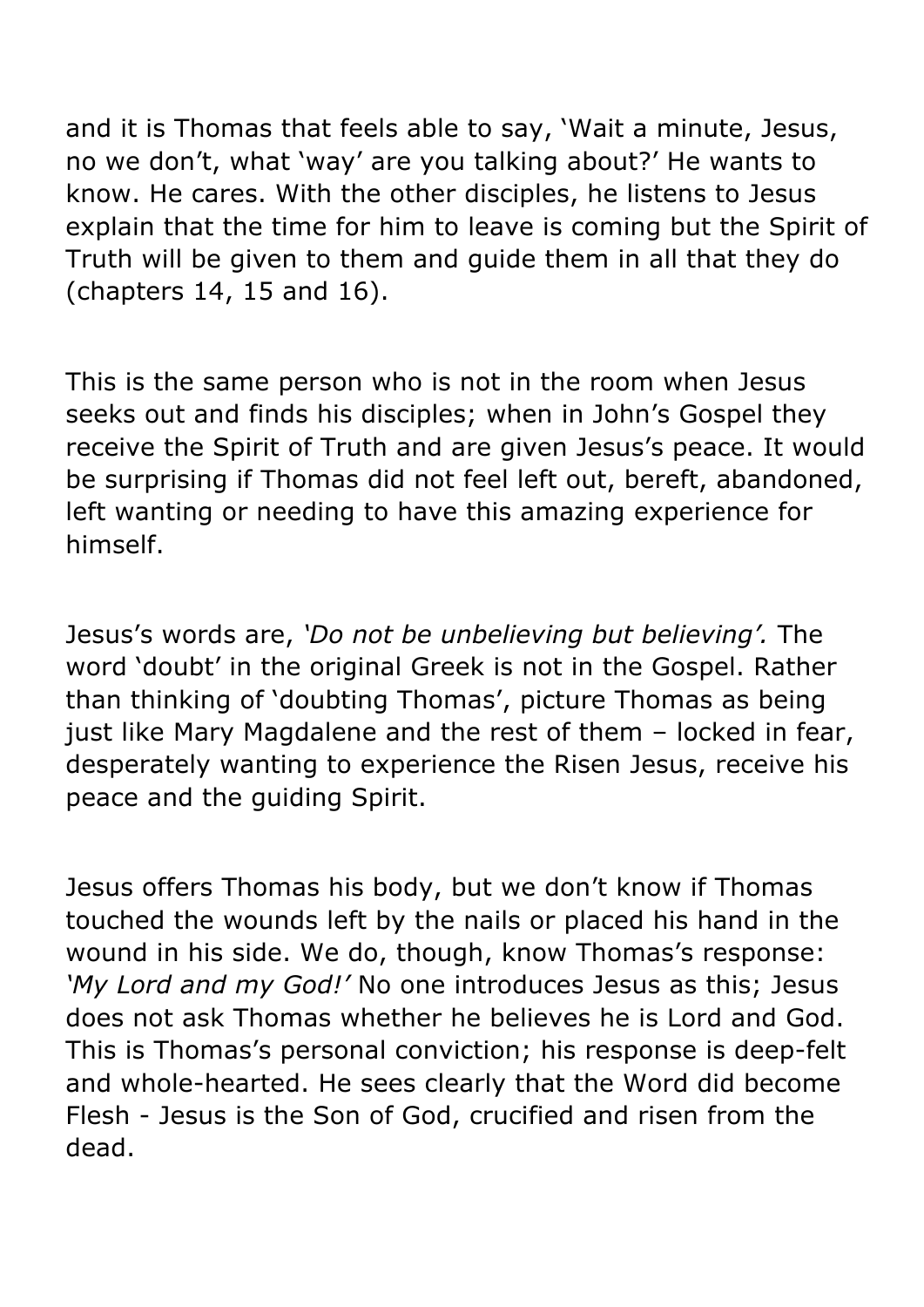and it is Thomas that feels able to say, 'Wait a minute, Jesus, no we don't, what 'way' are you talking about?' He wants to know. He cares. With the other disciples, he listens to Jesus explain that the time for him to leave is coming but the Spirit of Truth will be given to them and guide them in all that they do (chapters 14, 15 and 16).

This is the same person who is not in the room when Jesus seeks out and finds his disciples; when in John's Gospel they receive the Spirit of Truth and are given Jesus's peace. It would be surprising if Thomas did not feel left out, bereft, abandoned, left wanting or needing to have this amazing experience for himself.

Jesus's words are, *'Do not be unbelieving but believing'.* The word 'doubt' in the original Greek is not in the Gospel. Rather than thinking of 'doubting Thomas', picture Thomas as being just like Mary Magdalene and the rest of them – locked in fear, desperately wanting to experience the Risen Jesus, receive his peace and the guiding Spirit.

Jesus offers Thomas his body, but we don't know if Thomas touched the wounds left by the nails or placed his hand in the wound in his side. We do, though, know Thomas's response: *'My Lord and my God!'* No one introduces Jesus as this; Jesus does not ask Thomas whether he believes he is Lord and God. This is Thomas's personal conviction; his response is deep-felt and whole-hearted. He sees clearly that the Word did become Flesh - Jesus is the Son of God, crucified and risen from the dead.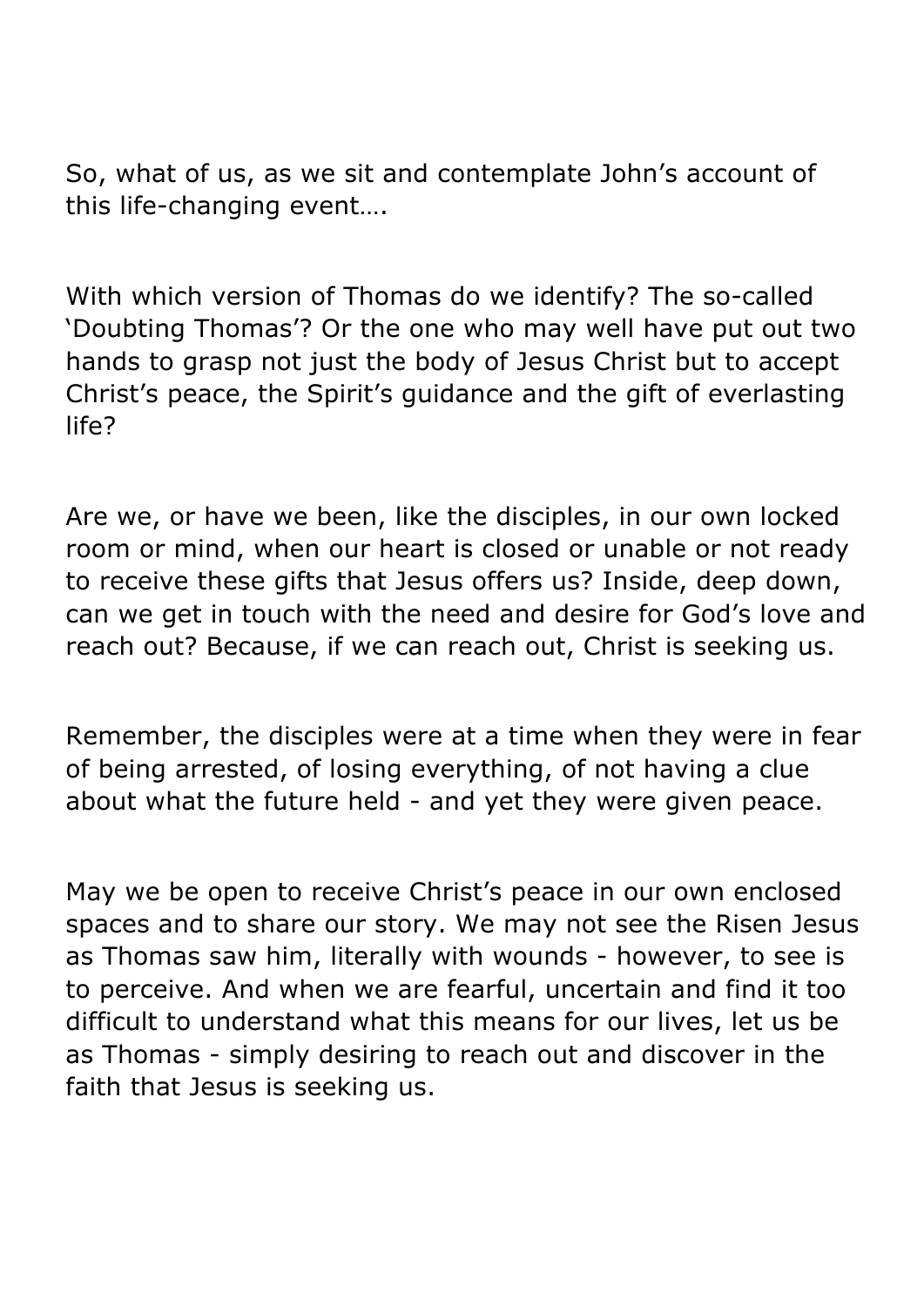So, what of us, as we sit and contemplate John's account of this life-changing event….

With which version of Thomas do we identify? The so-called 'Doubting Thomas'? Or the one who may well have put out two hands to grasp not just the body of Jesus Christ but to accept Christ's peace, the Spirit's guidance and the gift of everlasting life?

Are we, or have we been, like the disciples, in our own locked room or mind, when our heart is closed or unable or not ready to receive these gifts that Jesus offers us? Inside, deep down, can we get in touch with the need and desire for God's love and reach out? Because, if we can reach out, Christ is seeking us.

Remember, the disciples were at a time when they were in fear of being arrested, of losing everything, of not having a clue about what the future held - and yet they were given peace.

May we be open to receive Christ's peace in our own enclosed spaces and to share our story. We may not see the Risen Jesus as Thomas saw him, literally with wounds - however, to see is to perceive. And when we are fearful, uncertain and find it too difficult to understand what this means for our lives, let us be as Thomas - simply desiring to reach out and discover in the faith that Jesus is seeking us.